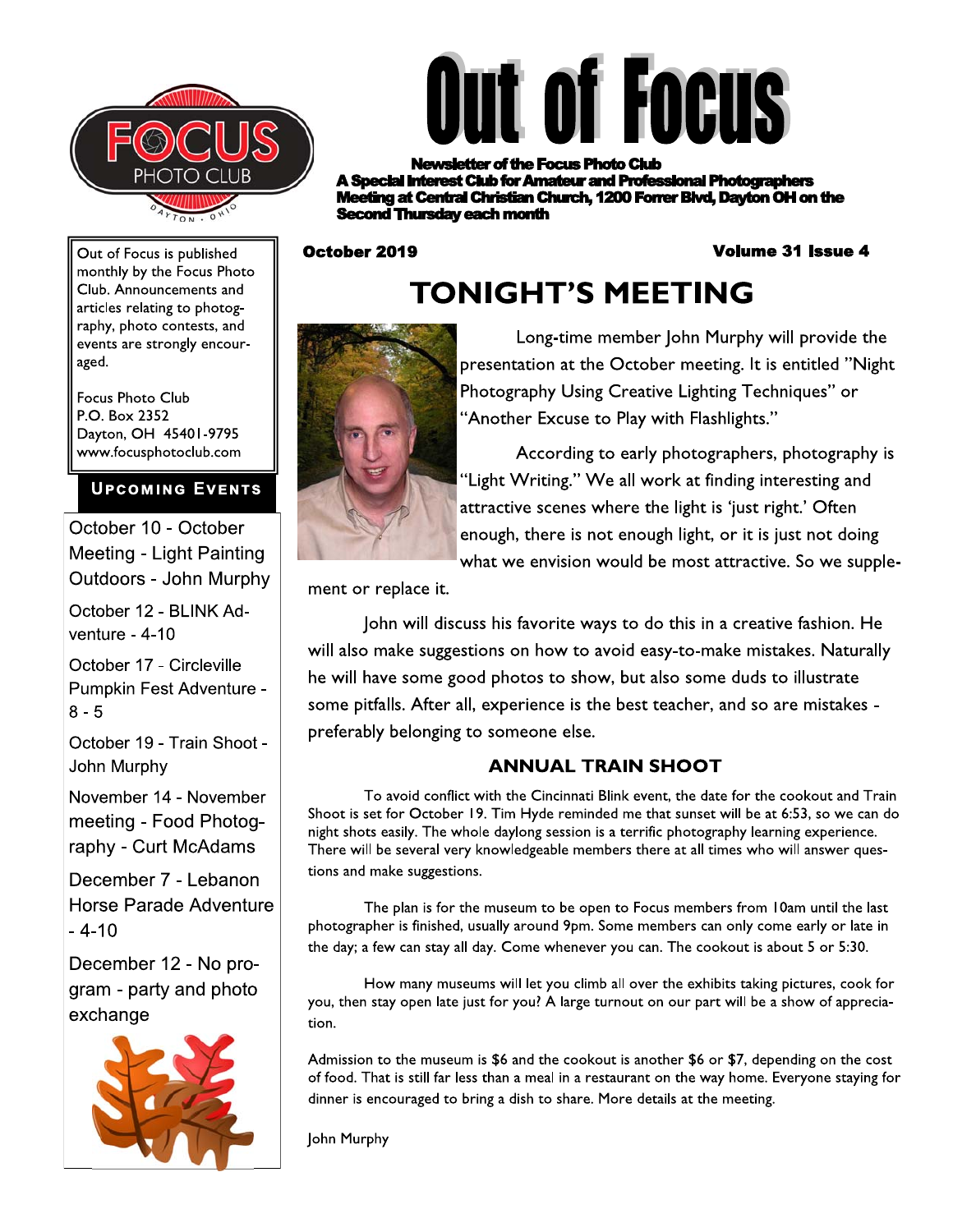# Out of Focus

**Newsletter of the Focus Photo Club**
**A Special Interest Club for Amateur and Professional Photographers**
**Meeting at Central Christian Church, 1200 Forrer Blvd, Dayton OH on the Second Thursday each month**

**October 2019** **Volume 31 Issue 4**

Out of Focus is published monthly by the Focus Photo Club. Announcements and articles relating to photography, photo contests, and events are strongly encouraged.

Focus Photo Club
P.O. Box 2352
Dayton, OH 45401-9795
www.focusphotoclub.com

## Upcoming Events

October 10 - October Meeting - Light Painting Outdoors - John Murphy

October 12 - BLINK Adventure - 4-10

October 17 - Circleville Pumpkin Fest Adventure - 8 - 5

October 19 - Train Shoot - John Murphy

November 14 - November meeting - Food Photography - Curt McAdams

December 7 - Lebanon Horse Parade Adventure - 4-10

December 12 - No program - party and photo exchange

## TONIGHT'S MEETING

Long-time member John Murphy will provide the presentation at the October meeting. It is entitled "Night Photography Using Creative Lighting Techniques" or "Another Excuse to Play with Flashlights."

According to early photographers, photography is "Light Writing." We all work at finding interesting and attractive scenes where the light is 'just right.' Often enough, there is not enough light, or it is just not doing what we envision would be most attractive. So we supplement or replace it.

John will discuss his favorite ways to do this in a creative fashion. He will also make suggestions on how to avoid easy-to-make mistakes. Naturally he will have some good photos to show, but also some duds to illustrate some pitfalls. After all, experience is the best teacher, and so are mistakes - preferably belonging to someone else.

### ANNUAL TRAIN SHOOT

To avoid conflict with the Cincinnati Blink event, the date for the cookout and Train Shoot is set for October 19. Tim Hyde reminded me that sunset will be at 6:53, so we can do night shots easily. The whole daylong session is a terrific photography learning experience. There will be several very knowledgeable members there at all times who will answer questions and make suggestions.

The plan is for the museum to be open to Focus members from 10am until the last photographer is finished, usually around 9pm. Some members can only come early or late in the day; a few can stay all day. Come whenever you can. The cookout is about 5 or 5:30.

How many museums will let you climb all over the exhibits taking pictures, cook for you, then stay open late just for you? A large turnout on our part will be a show of appreciation.

Admission to the museum is $6 and the cookout is another $6 or $7, depending on the cost of food. That is still far less than a meal in a restaurant on the way home. Everyone staying for dinner is encouraged to bring a dish to share. More details at the meeting.

John Murphy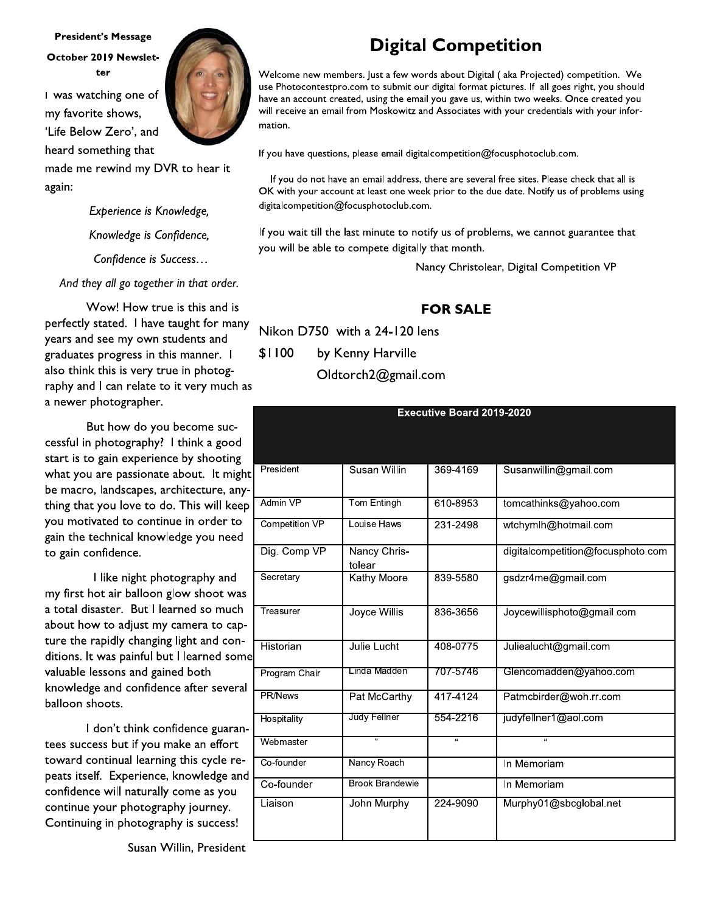**President's Message**

**October 2019 Newsletter**

I was watching one of my favorite shows, 'Life Below Zero', and heard something that made me rewind my DVR to hear it again:

*Experience is Knowledge,*

*Knowledge is Confidence,*

*Confidence is Success…*

*And they all go together in that order.*

Wow! How true is this and is perfectly stated. I have taught for many years and see my own students and graduates progress in this manner. I also think this is very true in photography and I can relate to it very much as a newer photographer.

But how do you become successful in photography? I think a good start is to gain experience by shooting what you are passionate about. It might be macro, landscapes, architecture, anything that you love to do. This will keep you motivated to continue in order to gain the technical knowledge you need to gain confidence.

I like night photography and my first hot air balloon glow shoot was a total disaster. But I learned so much about how to adjust my camera to capture the rapidly changing light and conditions. It was painful but I learned some valuable lessons and gained both knowledge and confidence after several balloon shoots.

I don't think confidence guarantees success but if you make an effort toward continual learning this cycle repeats itself. Experience, knowledge and confidence will naturally come as you continue your photography journey. Continuing in photography is success!

Susan Willin, President

# Digital Competition

Welcome new members. Just a few words about Digital ( aka Projected) competition. We use Photocontestpro.com to submit our digital format pictures. If all goes right, you should have an account created, using the email you gave us, within two weeks. Once created you will receive an email from Moskowitz and Associates with your credentials with your information.

If you have questions, please email digitalcompetition@focusphotoclub.com.

If you do not have an email address, there are several free sites. Please check that all is OK with your account at least one week prior to the due date. Notify us of problems using digitalcompetition@focusphotoclub.com.

If you wait till the last minute to notify us of problems, we cannot guarantee that you will be able to compete digitally that month.

Nancy Christolear, Digital Competition VP

## FOR SALE

Nikon D750 with a 24-120 lens

$1100 by Kenny Harville

Oldtorch2@gmail.com

| Executive Board 2019-2020 | | | |
|---|---|---|---|
| President | Susan Willin | 369-4169 | Susanwillin@gmail.com |
| Admin VP | Tom Entingh | 610-8953 | tomcathinks@yahoo.com |
| Competition VP | Louise Haws | 231-2498 | wtchymlh@hotmail.com |
| Dig. Comp VP | Nancy Christolear | | digitalcompetition@focusphoto.com |
| Secretary | Kathy Moore | 839-5580 | gsdzr4me@gmail.com |
| Treasurer | Joyce Willis | 836-3656 | Joycewillisphoto@gmail.com |
| Historian | Julie Lucht | 408-0775 | Juliealucht@gmail.com |
| Program Chair | Linda Madden | 707-5746 | Glencomadden@yahoo.com |
| PR/News | Pat McCarthy | 417-4124 | Patmcbirder@woh.rr.com |
| Hospitality | Judy Fellner | 554-2216 | judyfellner1@aol.com |
| Webmaster | " | " | " |
| Co-founder | Nancy Roach | | In Memoriam |
| Co-founder | Brook Brandewie | | In Memoriam |
| Liaison | John Murphy | 224-9090 | Murphy01@sbcglobal.net |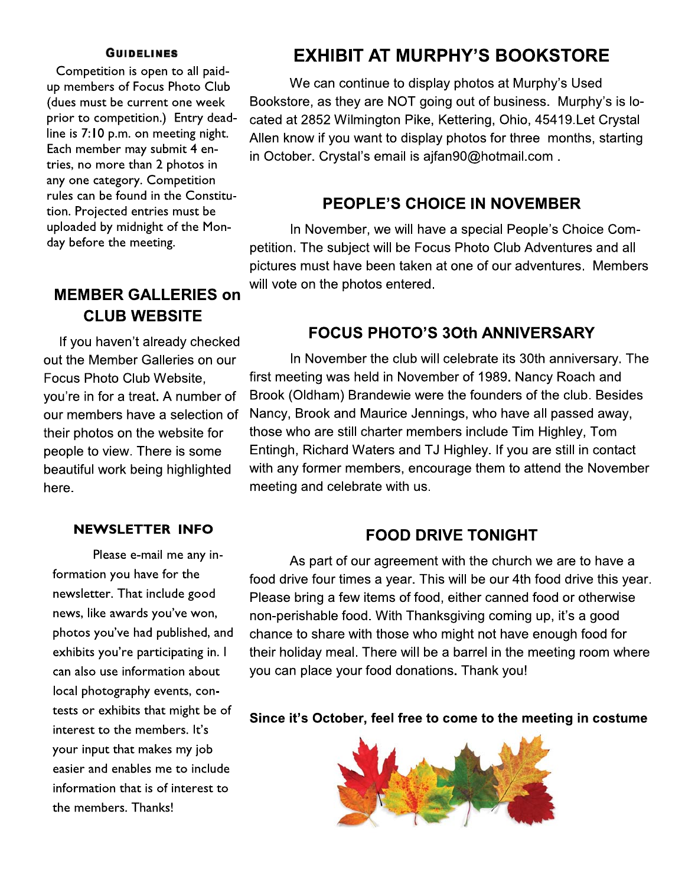### Guidelines

Competition is open to all paid-up members of Focus Photo Club (dues must be current one week prior to competition.) Entry deadline is 7:10 p.m. on meeting night. Each member may submit 4 entries, no more than 2 photos in any one category. Competition rules can be found in the Constitution. Projected entries must be uploaded by midnight of the Monday before the meeting.

## MEMBER GALLERIES on CLUB WEBSITE

If you haven't already checked out the Member Galleries on our Focus Photo Club Website, you're in for a treat. A number of our members have a selection of their photos on the website for people to view. There is some beautiful work being highlighted here.

### NEWSLETTER INFO

Please e-mail me any information you have for the newsletter. That include good news, like awards you've won, photos you've had published, and exhibits you're participating in. I can also use information about local photography events, contests or exhibits that might be of interest to the members. It's your input that makes my job easier and enables me to include information that is of interest to the members. Thanks!

## EXHIBIT AT MURPHY'S BOOKSTORE

We can continue to display photos at Murphy's Used Bookstore, as they are NOT going out of business. Murphy's is located at 2852 Wilmington Pike, Kettering, Ohio, 45419.Let Crystal Allen know if you want to display photos for three months, starting in October. Crystal's email is ajfan90@hotmail.com .

## PEOPLE'S CHOICE IN NOVEMBER

In November, we will have a special People's Choice Competition. The subject will be Focus Photo Club Adventures and all pictures must have been taken at one of our adventures. Members will vote on the photos entered.

## FOCUS PHOTO'S 3Oth ANNIVERSARY

In November the club will celebrate its 30th anniversary. The first meeting was held in November of 1989. Nancy Roach and Brook (Oldham) Brandewie were the founders of the club. Besides Nancy, Brook and Maurice Jennings, who have all passed away, those who are still charter members include Tim Highley, Tom Entingh, Richard Waters and TJ Highley. If you are still in contact with any former members, encourage them to attend the November meeting and celebrate with us.

## FOOD DRIVE TONIGHT

As part of our agreement with the church we are to have a food drive four times a year. This will be our 4th food drive this year. Please bring a few items of food, either canned food or otherwise non-perishable food. With Thanksgiving coming up, it's a good chance to share with those who might not have enough food for their holiday meal. There will be a barrel in the meeting room where you can place your food donations. Thank you!

**Since it's October, feel free to come to the meeting in costume**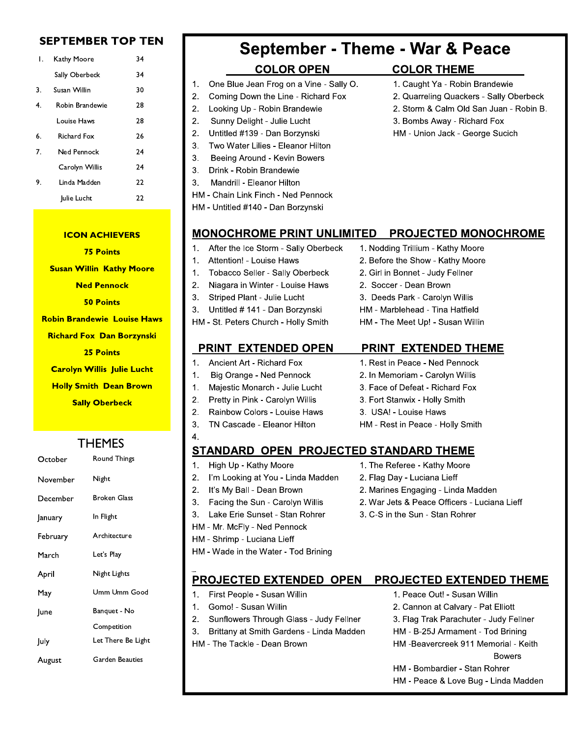## SEPTEMBER TOP TEN

| | | |
|---|---|---|
| 1. | Kathy Moore | 34 |
| | Sally Oberbeck | 34 |
| 3. | Susan Willin | 30 |
| 4. | Robin Brandewie | 28 |
| | Louise Haws | 28 |
| 6. | Richard Fox | 26 |
| 7. | Ned Pennock | 24 |
| | Carolyn Willis | 24 |
| 9. | Linda Madden | 22 |
| | Julie Lucht | 22 |

**ICON ACHIEVERS**

**75 Points**

**Susan Willin Kathy Moore**

**Ned Pennock**

**50 Points**

**Robin Brandewie Louise Haws**

**Richard Fox Dan Borzynski**

**25 Points**

**Carolyn Willis Julie Lucht**

**Holly Smith Dean Brown**

**Sally Oberbeck**

## THEMES

| | |
|---|---|
| October | Round Things |
| November | Night |
| December | Broken Glass |
| January | In Flight |
| February | Architecture |
| March | Let's Play |
| April | Night Lights |
| May | Umm Umm Good |
| June | Banquet - No Competition |
| July | Let There Be Light |
| August | Garden Beauties |

# September - Theme - War & Peace

### COLOR OPEN

1. One Blue Jean Frog on a Vine - Sally O.
2. Coming Down the Line - Richard Fox
2. Looking Up - Robin Brandewie
2. Sunny Delight - Julie Lucht
2. Untitled #139 - Dan Borzynski
3. Two Water Lilies - Eleanor Hilton
3. Beeing Around - Kevin Bowers
3. Drink - Robin Brandewie
3. Mandrill - Eleanor Hilton

HM - Chain Link Finch - Ned Pennock
HM - Untitled #140 - Dan Borzynski

### COLOR THEME

1. Caught Ya - Robin Brandewie
2. Quarreling Quackers - Sally Oberbeck
2. Storm & Calm Old San Juan - Robin B.
3. Bombs Away - Richard Fox

HM - Union Jack - George Sucich

### MONOCHROME PRINT UNLIMITED

1. After the Ice Storm - Sally Oberbeck
1. Attention! - Louise Haws
1. Tobacco Seller - Sally Oberbeck
2. Niagara in Winter - Louise Haws
3. Striped Plant - Julie Lucht
3. Untitled # 141 - Dan Borzynski

HM - St. Peters Church - Holly Smith

### PROJECTED MONOCHROME

1. Nodding Trillium - Kathy Moore
2. Before the Show - Kathy Moore
2. Girl in Bonnet - Judy Fellner
2. Soccer - Dean Brown
3. Deeds Park - Carolyn Willis

HM - Marblehead - Tina Hatfield
HM - The Meet Up! - Susan Willin

### PRINT EXTENDED OPEN

1. Ancient Art - Richard Fox
1. Big Orange - Ned Pennock
1. Majestic Monarch - Julie Lucht
2. Pretty in Pink - Carolyn Willis
2. Rainbow Colors - Louise Haws
3. TN Cascade - Eleanor Hilton
4.

### PRINT EXTENDED THEME

1. Rest in Peace - Ned Pennock
2. In Memoriam - Carolyn Willis
3. Face of Defeat - Richard Fox
3. Fort Stanwix - Holly Smith
3. USA! - Louise Haws

HM - Rest in Peace - Holly Smith

### STANDARD OPEN

1. High Up - Kathy Moore
2. I'm Looking at You - Linda Madden
2. It's My Ball - Dean Brown
3. Facing the Sun - Carolyn Willis
3. Lake Erie Sunset - Stan Rohrer

HM - Mr. McFly - Ned Pennock
HM - Shrimp - Luciana Lieff
HM - Wade in the Water - Tod Brining

### PROJECTED STANDARD THEME

1. The Referee - Kathy Moore
2. Flag Day - Luciana Lieff
2. Marines Engaging - Linda Madden
2. War Jets & Peace Officers - Luciana Lieff
3. C-S in the Sun - Stan Rohrer

### PROJECTED EXTENDED OPEN

1. First People - Susan Willin
1. Gomo! - Susan Willin
2. Sunflowers Through Glass - Judy Fellner
3. Brittany at Smith Gardens - Linda Madden

HM - The Tackle - Dean Brown

### PROJECTED EXTENDED THEME

1. Peace Out! - Susan Willin
2. Cannon at Calvary - Pat Elliott
3. Flag Trak Parachuter - Judy Fellner

HM - B-25J Armament - Tod Brining
HM -Beavercreek 911 Memorial - Keith Bowers
HM - Bombardier - Stan Rohrer
HM - Peace & Love Bug - Linda Madden